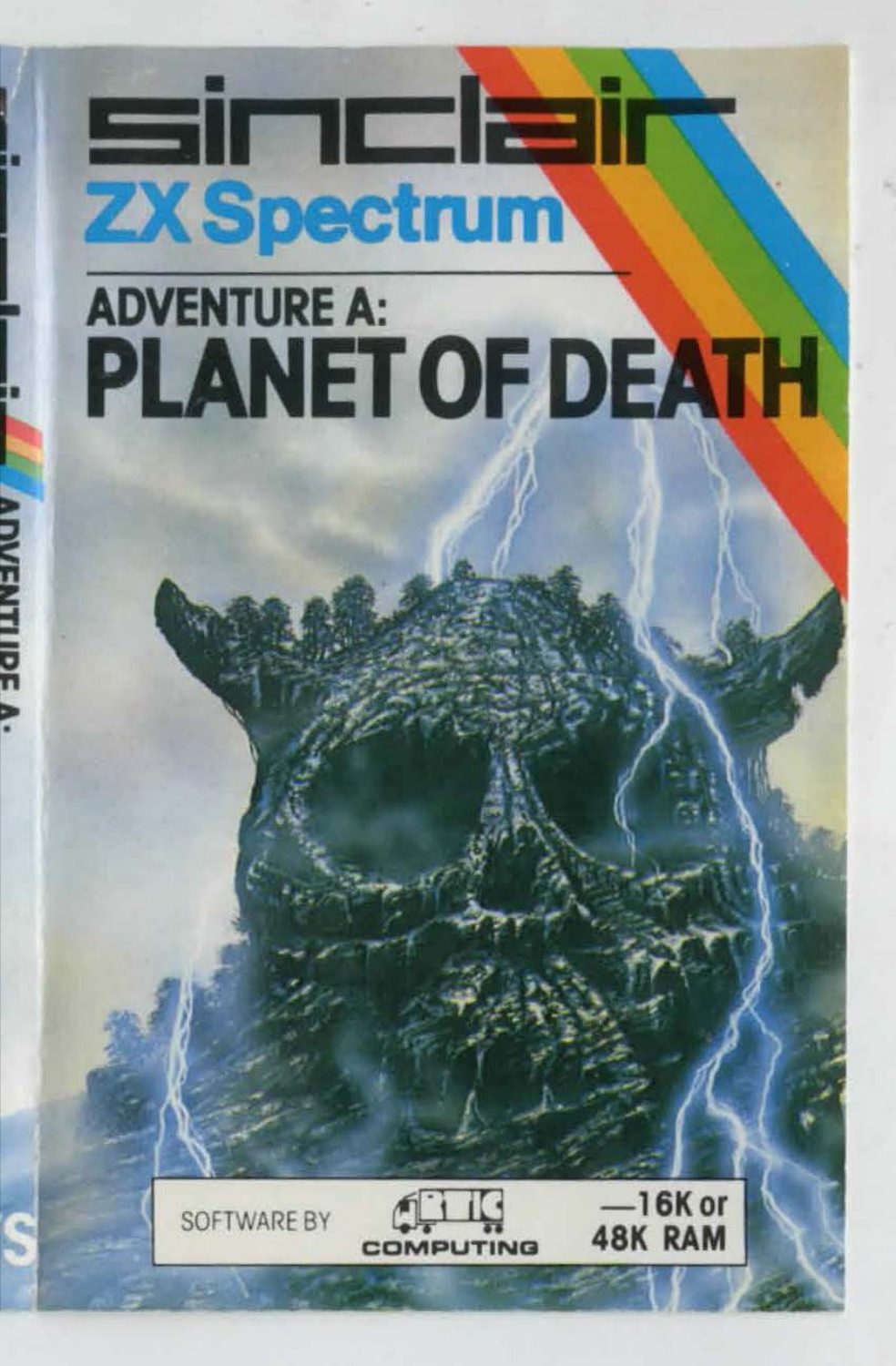# sinclair

## ZX Spectrum

## ADVENTURE A:

# PLANET OF DEATH

SOFTWARE BY ARTIC COMPUTING

—16K or 48K RAM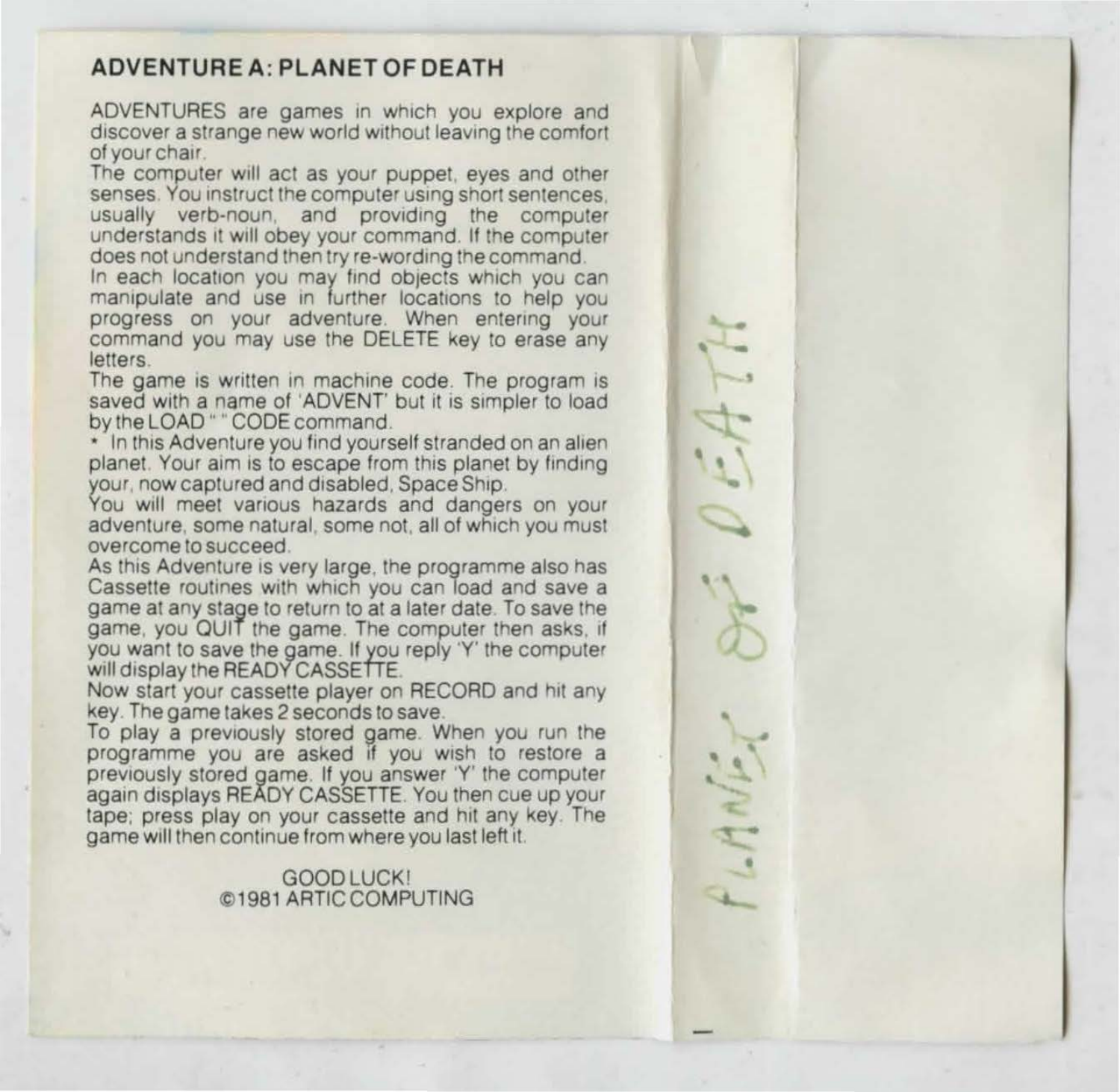## ADVENTURE A: PLANET OF DEATH

ADVENTURES are games in which you explore and discover a strange new world without leaving the comfort of your chair.

The computer will act as your puppet, eyes and other senses. You instruct the computer using short sentences, usually verb-noun, and providing the computer understands it will obey your command. If the computer does not understand then try re-wording the command.

In each location you may find objects which you can manipulate and use in further locations to help you progress on your adventure. When entering your command you may use the DELETE key to erase any letters.

The game is written in machine code. The program is saved with a name of 'ADVENT' but it is simpler to load by the LOAD "" CODE command.

* In this Adventure you find yourself stranded on an alien planet. Your aim is to escape from this planet by finding your, now captured and disabled, Space Ship.

You will meet various hazards and dangers on your adventure, some natural, some not, all of which you must overcome to succeed.

As this Adventure is very large, the programme also has Cassette routines with which you can load and save a game at any stage to return to at a later date. To save the game, you QUIT the game. The computer then asks, if you want to save the game. If you reply 'Y' the computer will display the READY CASSETTE.

Now start your cassette player on RECORD and hit any key. The game takes 2 seconds to save.

To play a previously stored game. When you run the programme you are asked if you wish to restore a previously stored game. If you answer 'Y' the computer again displays READY CASSETTE. You then cue up your tape; press play on your cassette and hit any key. The game will then continue from where you last left it.

GOOD LUCK!
©1981 ARTIC COMPUTING

PLANET OF DEATH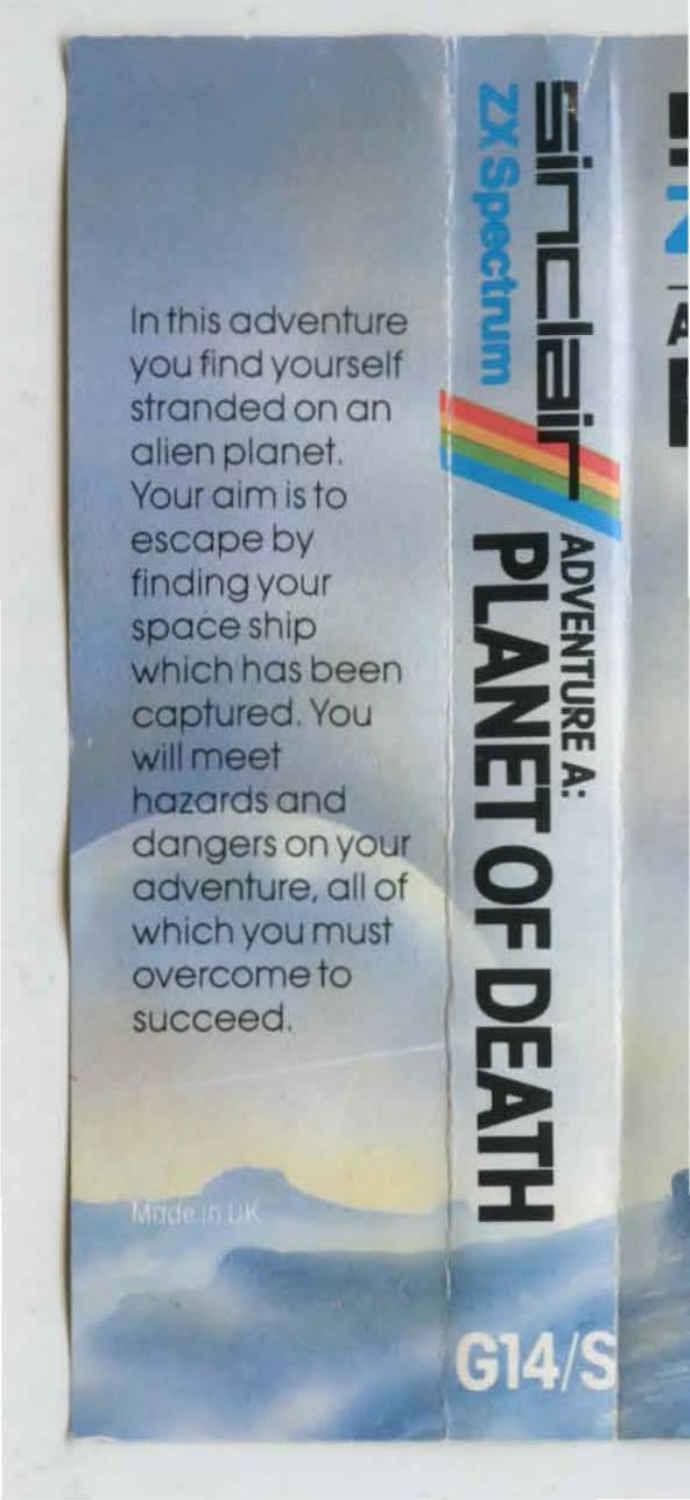In this adventure you find yourself stranded on an alien planet. Your aim is to escape by finding your space ship which has been captured. You will meet hazards and dangers on your adventure, all of which you must overcome to succeed.

Made in UK

sinclair

ZX Spectrum

ADVENTURE A:

# PLANET OF DEATH

G14/S